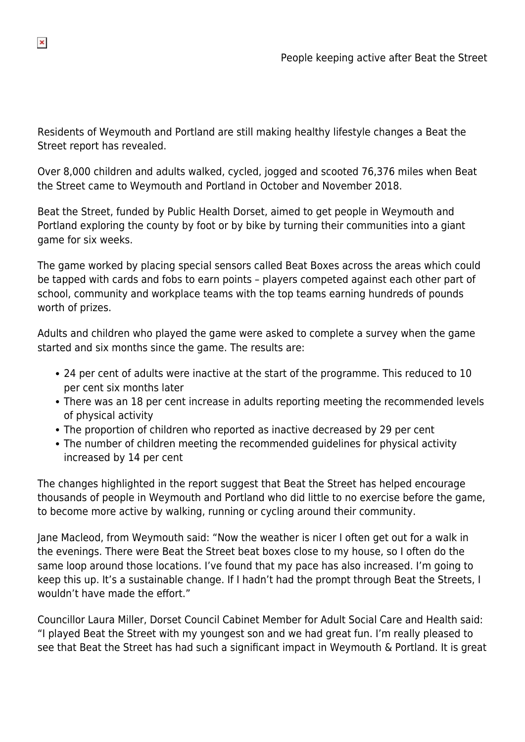People keeping active after Beat the Street

Residents of Weymouth and Portland are still making healthy lifestyle changes a Beat the Street report has revealed.

Over 8,000 children and adults walked, cycled, jogged and scooted 76,376 miles when Beat the Street came to Weymouth and Portland in October and November 2018.

Beat the Street, funded by Public Health Dorset, aimed to get people in Weymouth and Portland exploring the county by foot or by bike by turning their communities into a giant game for six weeks.

The game worked by placing special sensors called Beat Boxes across the areas which could be tapped with cards and fobs to earn points – players competed against each other part of school, community and workplace teams with the top teams earning hundreds of pounds worth of prizes.

Adults and children who played the game were asked to complete a survey when the game started and six months since the game. The results are:

- 24 per cent of adults were inactive at the start of the programme. This reduced to 10 per cent six months later
- There was an 18 per cent increase in adults reporting meeting the recommended levels of physical activity
- The proportion of children who reported as inactive decreased by 29 per cent
- The number of children meeting the recommended guidelines for physical activity increased by 14 per cent

The changes highlighted in the report suggest that Beat the Street has helped encourage thousands of people in Weymouth and Portland who did little to no exercise before the game, to become more active by walking, running or cycling around their community.

Jane Macleod, from Weymouth said: "Now the weather is nicer I often get out for a walk in the evenings. There were Beat the Street beat boxes close to my house, so I often do the same loop around those locations. I've found that my pace has also increased. I'm going to keep this up. It's a sustainable change. If I hadn't had the prompt through Beat the Streets, I wouldn't have made the effort."

Councillor Laura Miller, Dorset Council Cabinet Member for Adult Social Care and Health said: "I played Beat the Street with my youngest son and we had great fun. I'm really pleased to see that Beat the Street has had such a significant impact in Weymouth & Portland. It is great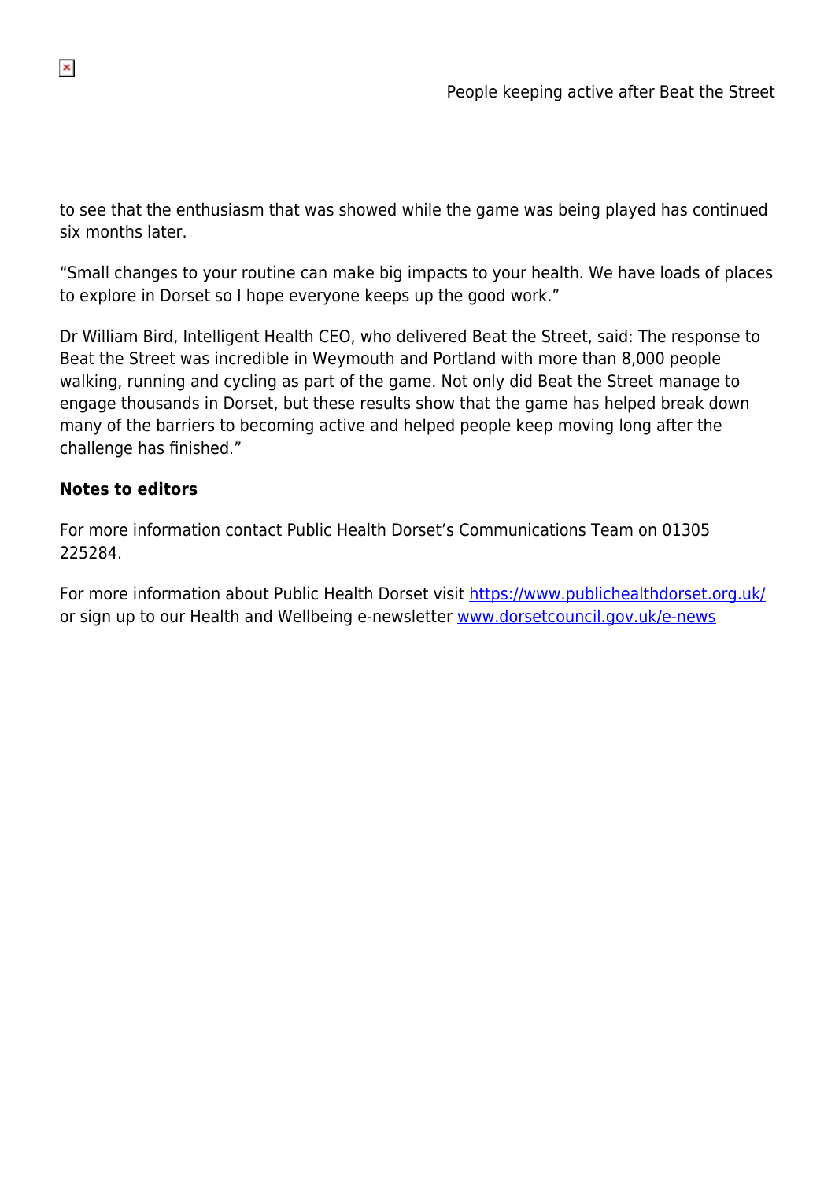to see that the enthusiasm that was showed while the game was being played has continued six months later.

"Small changes to your routine can make big impacts to your health. We have loads of places to explore in Dorset so I hope everyone keeps up the good work."

Dr William Bird, Intelligent Health CEO, who delivered Beat the Street, said: The response to Beat the Street was incredible in Weymouth and Portland with more than 8,000 people walking, running and cycling as part of the game. Not only did Beat the Street manage to engage thousands in Dorset, but these results show that the game has helped break down many of the barriers to becoming active and helped people keep moving long after the challenge has finished."

**Notes to editors**

For more information contact Public Health Dorset's Communications Team on 01305 225284.

For more information about Public Health Dorset visit [https://www.publichealthdorset.org.uk/](https://www.publichealthdorset.org.uk/) or sign up to our Health and Wellbeing e-newsletter [www.dorsetcouncil.gov.uk/e-news](www.dorsetcouncil.gov.uk/e-news)